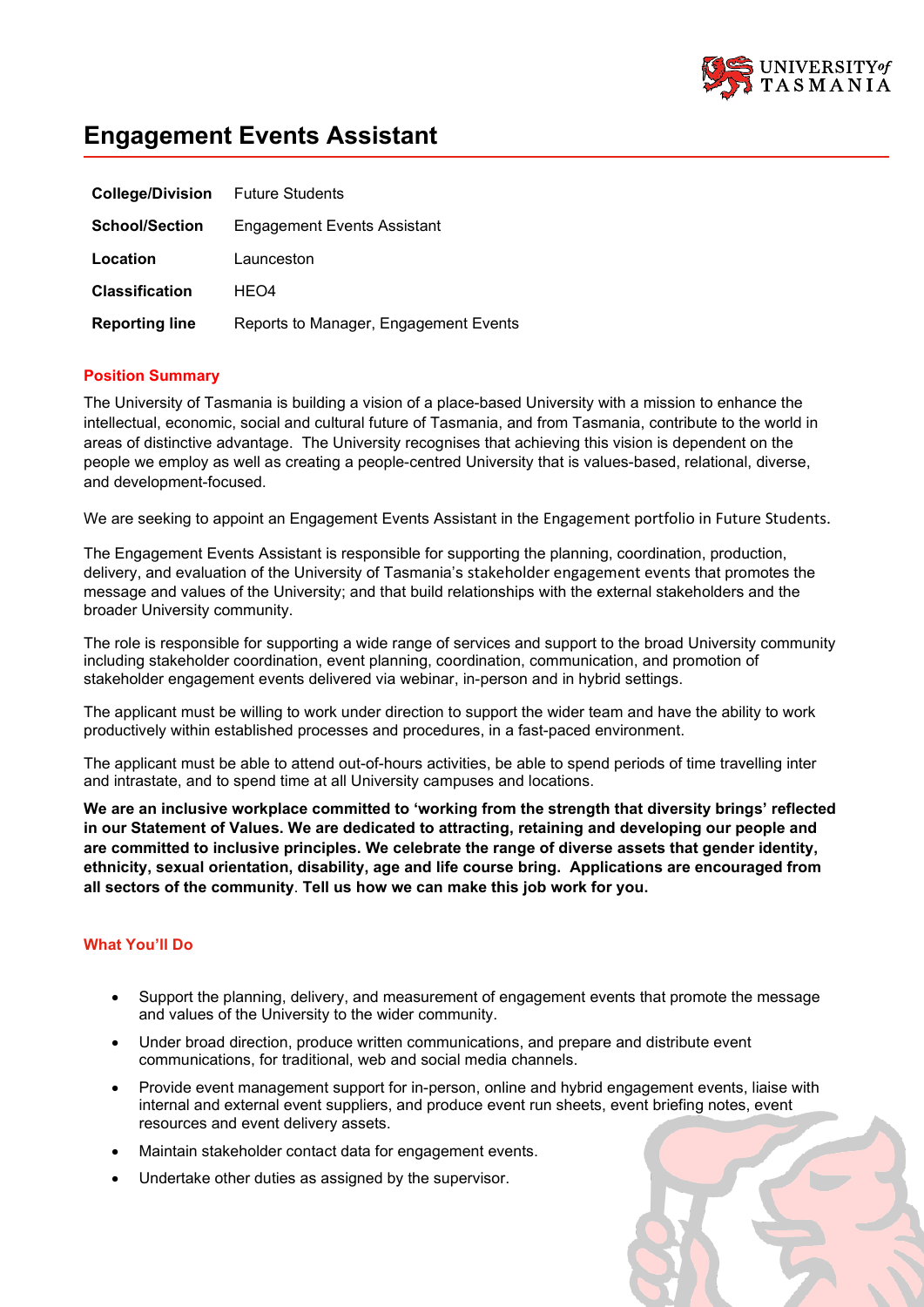# Engagement Events Assistant

| | |
|---|---|
| **College/Division** | Future Students |
| **School/Section** | Engagement Events Assistant |
| **Location** | Launceston |
| **Classification** | HEO4 |
| **Reporting line** | Reports to Manager, Engagement Events |

## Position Summary

The University of Tasmania is building a vision of a place-based University with a mission to enhance the intellectual, economic, social and cultural future of Tasmania, and from Tasmania, contribute to the world in areas of distinctive advantage. The University recognises that achieving this vision is dependent on the people we employ as well as creating a people-centred University that is values-based, relational, diverse, and development-focused.

We are seeking to appoint an Engagement Events Assistant in the Engagement portfolio in Future Students.

The Engagement Events Assistant is responsible for supporting the planning, coordination, production, delivery, and evaluation of the University of Tasmania's stakeholder engagement events that promotes the message and values of the University; and that build relationships with the external stakeholders and the broader University community.

The role is responsible for supporting a wide range of services and support to the broad University community including stakeholder coordination, event planning, coordination, communication, and promotion of stakeholder engagement events delivered via webinar, in-person and in hybrid settings.

The applicant must be willing to work under direction to support the wider team and have the ability to work productively within established processes and procedures, in a fast-paced environment.

The applicant must be able to attend out-of-hours activities, be able to spend periods of time travelling inter and intrastate, and to spend time at all University campuses and locations.

**We are an inclusive workplace committed to 'working from the strength that diversity brings' reflected in our Statement of Values. We are dedicated to attracting, retaining and developing our people and are committed to inclusive principles. We celebrate the range of diverse assets that gender identity, ethnicity, sexual orientation, disability, age and life course bring. Applications are encouraged from all sectors of the community**. **Tell us how we can make this job work for you.**

## What You'll Do

- Support the planning, delivery, and measurement of engagement events that promote the message and values of the University to the wider community.
- Under broad direction, produce written communications, and prepare and distribute event communications, for traditional, web and social media channels.
- Provide event management support for in-person, online and hybrid engagement events, liaise with internal and external event suppliers, and produce event run sheets, event briefing notes, event resources and event delivery assets.
- Maintain stakeholder contact data for engagement events.
- Undertake other duties as assigned by the supervisor.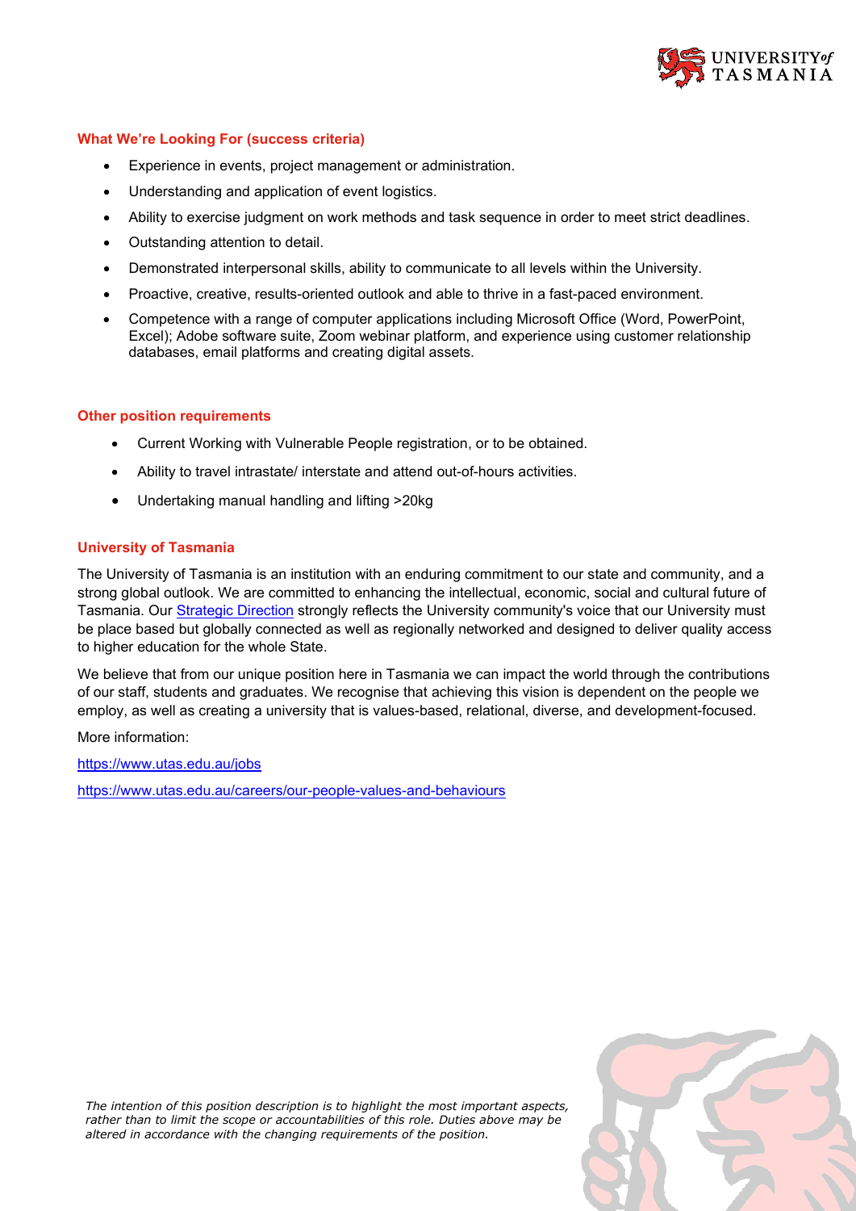## What We're Looking For (success criteria)

- Experience in events, project management or administration.
- Understanding and application of event logistics.
- Ability to exercise judgment on work methods and task sequence in order to meet strict deadlines.
- Outstanding attention to detail.
- Demonstrated interpersonal skills, ability to communicate to all levels within the University.
- Proactive, creative, results-oriented outlook and able to thrive in a fast-paced environment.
- Competence with a range of computer applications including Microsoft Office (Word, PowerPoint, Excel); Adobe software suite, Zoom webinar platform, and experience using customer relationship databases, email platforms and creating digital assets.

## Other position requirements

- Current Working with Vulnerable People registration, or to be obtained.
- Ability to travel intrastate/ interstate and attend out-of-hours activities.
- Undertaking manual handling and lifting >20kg

## University of Tasmania

The University of Tasmania is an institution with an enduring commitment to our state and community, and a strong global outlook. We are committed to enhancing the intellectual, economic, social and cultural future of Tasmania. Our [Strategic Direction](#) strongly reflects the University community's voice that our University must be place based but globally connected as well as regionally networked and designed to deliver quality access to higher education for the whole State.

We believe that from our unique position here in Tasmania we can impact the world through the contributions of our staff, students and graduates. We recognise that achieving this vision is dependent on the people we employ, as well as creating a university that is values-based, relational, diverse, and development-focused.

More information:

https://www.utas.edu.au/jobs

https://www.utas.edu.au/careers/our-people-values-and-behaviours

*The intention of this position description is to highlight the most important aspects, rather than to limit the scope or accountabilities of this role. Duties above may be altered in accordance with the changing requirements of the position.*